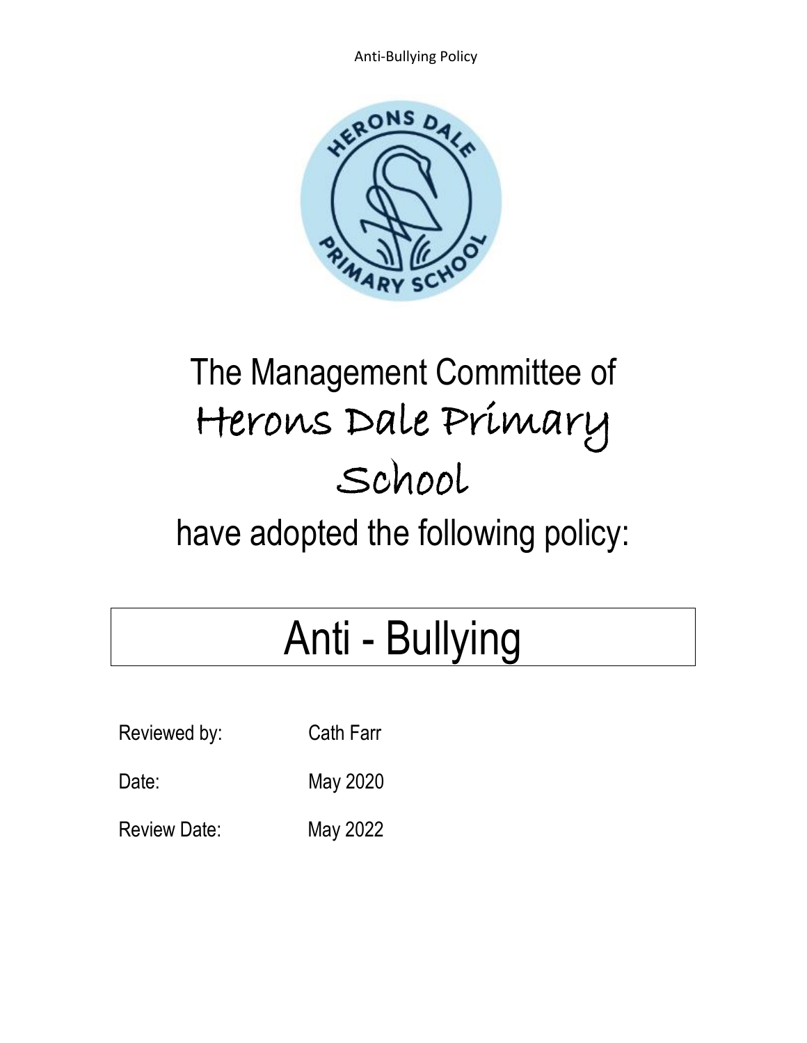The Management Committee of

Herons Dale Primary School

have adopted the following policy:

# Anti - Bullying

| Reviewed by: | Cath Farr |
|---|---|
| Date: | May 2020 |
| Review Date: | May 2022 |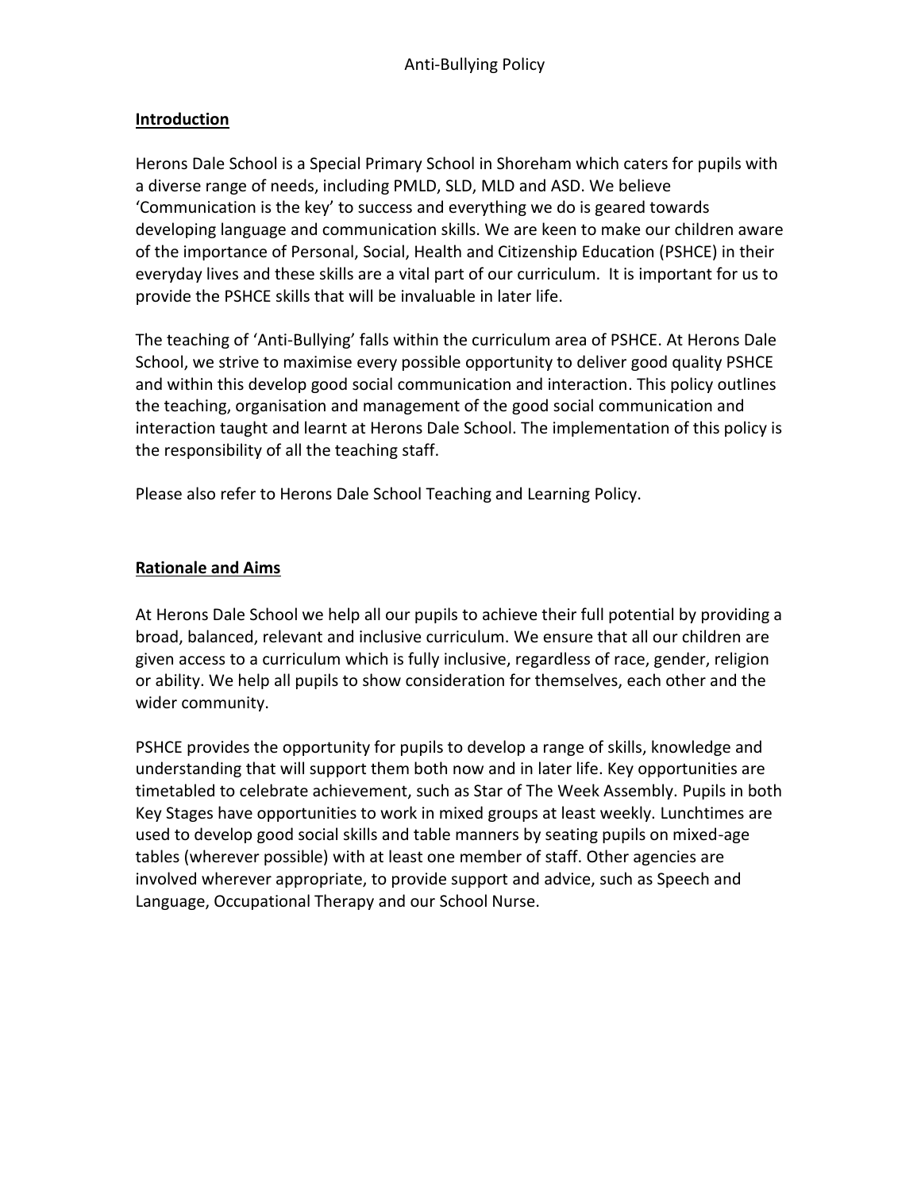## Introduction

Herons Dale School is a Special Primary School in Shoreham which caters for pupils with a diverse range of needs, including PMLD, SLD, MLD and ASD. We believe 'Communication is the key' to success and everything we do is geared towards developing language and communication skills. We are keen to make our children aware of the importance of Personal, Social, Health and Citizenship Education (PSHCE) in their everyday lives and these skills are a vital part of our curriculum. It is important for us to provide the PSHCE skills that will be invaluable in later life.

The teaching of 'Anti-Bullying' falls within the curriculum area of PSHCE. At Herons Dale School, we strive to maximise every possible opportunity to deliver good quality PSHCE and within this develop good social communication and interaction. This policy outlines the teaching, organisation and management of the good social communication and interaction taught and learnt at Herons Dale School. The implementation of this policy is the responsibility of all the teaching staff.

Please also refer to Herons Dale School Teaching and Learning Policy.

## Rationale and Aims

At Herons Dale School we help all our pupils to achieve their full potential by providing a broad, balanced, relevant and inclusive curriculum. We ensure that all our children are given access to a curriculum which is fully inclusive, regardless of race, gender, religion or ability. We help all pupils to show consideration for themselves, each other and the wider community.

PSHCE provides the opportunity for pupils to develop a range of skills, knowledge and understanding that will support them both now and in later life. Key opportunities are timetabled to celebrate achievement, such as Star of The Week Assembly. Pupils in both Key Stages have opportunities to work in mixed groups at least weekly. Lunchtimes are used to develop good social skills and table manners by seating pupils on mixed-age tables (wherever possible) with at least one member of staff. Other agencies are involved wherever appropriate, to provide support and advice, such as Speech and Language, Occupational Therapy and our School Nurse.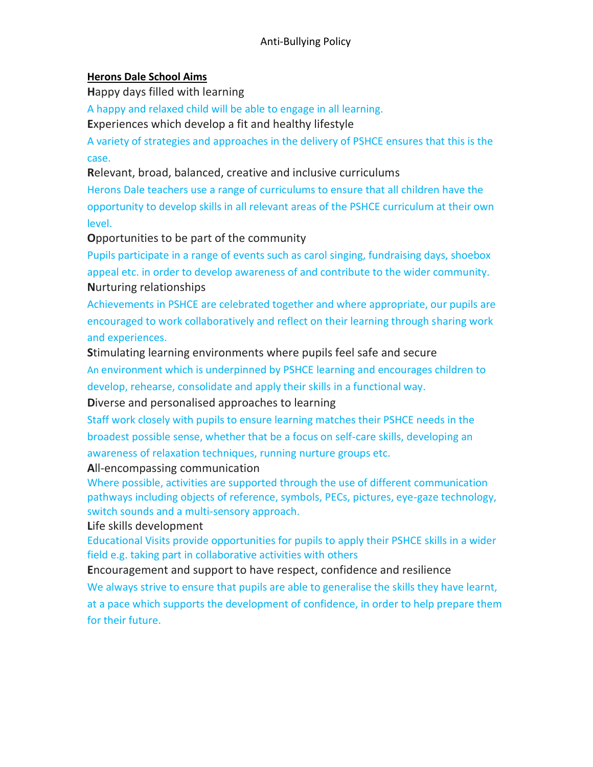## Herons Dale School Aims

**H**appy days filled with learning

A happy and relaxed child will be able to engage in all learning.

**E**xperiences which develop a fit and healthy lifestyle

A variety of strategies and approaches in the delivery of PSHCE ensures that this is the case.

**R**elevant, broad, balanced, creative and inclusive curriculums

Herons Dale teachers use a range of curriculums to ensure that all children have the opportunity to develop skills in all relevant areas of the PSHCE curriculum at their own level.

**O**pportunities to be part of the community

Pupils participate in a range of events such as carol singing, fundraising days, shoebox appeal etc. in order to develop awareness of and contribute to the wider community.

**N**urturing relationships

Achievements in PSHCE are celebrated together and where appropriate, our pupils are encouraged to work collaboratively and reflect on their learning through sharing work and experiences.

**S**timulating learning environments where pupils feel safe and secure

An environment which is underpinned by PSHCE learning and encourages children to develop, rehearse, consolidate and apply their skills in a functional way.

**D**iverse and personalised approaches to learning

Staff work closely with pupils to ensure learning matches their PSHCE needs in the broadest possible sense, whether that be a focus on self-care skills, developing an awareness of relaxation techniques, running nurture groups etc.

**A**ll-encompassing communication

Where possible, activities are supported through the use of different communication pathways including objects of reference, symbols, PECs, pictures, eye-gaze technology, switch sounds and a multi-sensory approach.

**L**ife skills development

Educational Visits provide opportunities for pupils to apply their PSHCE skills in a wider field e.g. taking part in collaborative activities with others

**E**ncouragement and support to have respect, confidence and resilience

We always strive to ensure that pupils are able to generalise the skills they have learnt, at a pace which supports the development of confidence, in order to help prepare them for their future.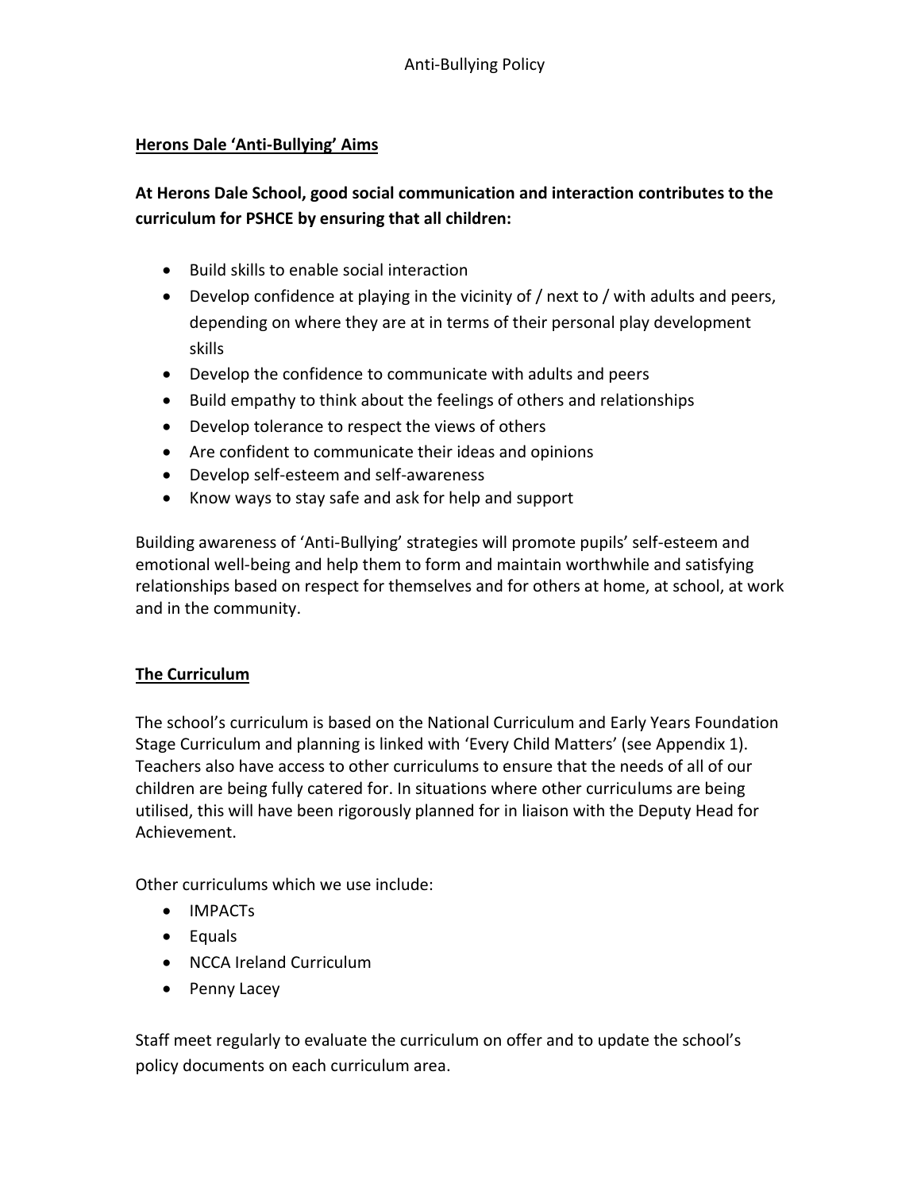## Herons Dale 'Anti-Bullying' Aims

**At Herons Dale School, good social communication and interaction contributes to the curriculum for PSHCE by ensuring that all children:**

- Build skills to enable social interaction
- Develop confidence at playing in the vicinity of / next to / with adults and peers, depending on where they are at in terms of their personal play development skills
- Develop the confidence to communicate with adults and peers
- Build empathy to think about the feelings of others and relationships
- Develop tolerance to respect the views of others
- Are confident to communicate their ideas and opinions
- Develop self-esteem and self-awareness
- Know ways to stay safe and ask for help and support

Building awareness of 'Anti-Bullying' strategies will promote pupils' self-esteem and emotional well-being and help them to form and maintain worthwhile and satisfying relationships based on respect for themselves and for others at home, at school, at work and in the community.

## The Curriculum

The school's curriculum is based on the National Curriculum and Early Years Foundation Stage Curriculum and planning is linked with 'Every Child Matters' (see Appendix 1). Teachers also have access to other curriculums to ensure that the needs of all of our children are being fully catered for. In situations where other curriculums are being utilised, this will have been rigorously planned for in liaison with the Deputy Head for Achievement.

Other curriculums which we use include:

- IMPACTs
- Equals
- NCCA Ireland Curriculum
- Penny Lacey

Staff meet regularly to evaluate the curriculum on offer and to update the school's policy documents on each curriculum area.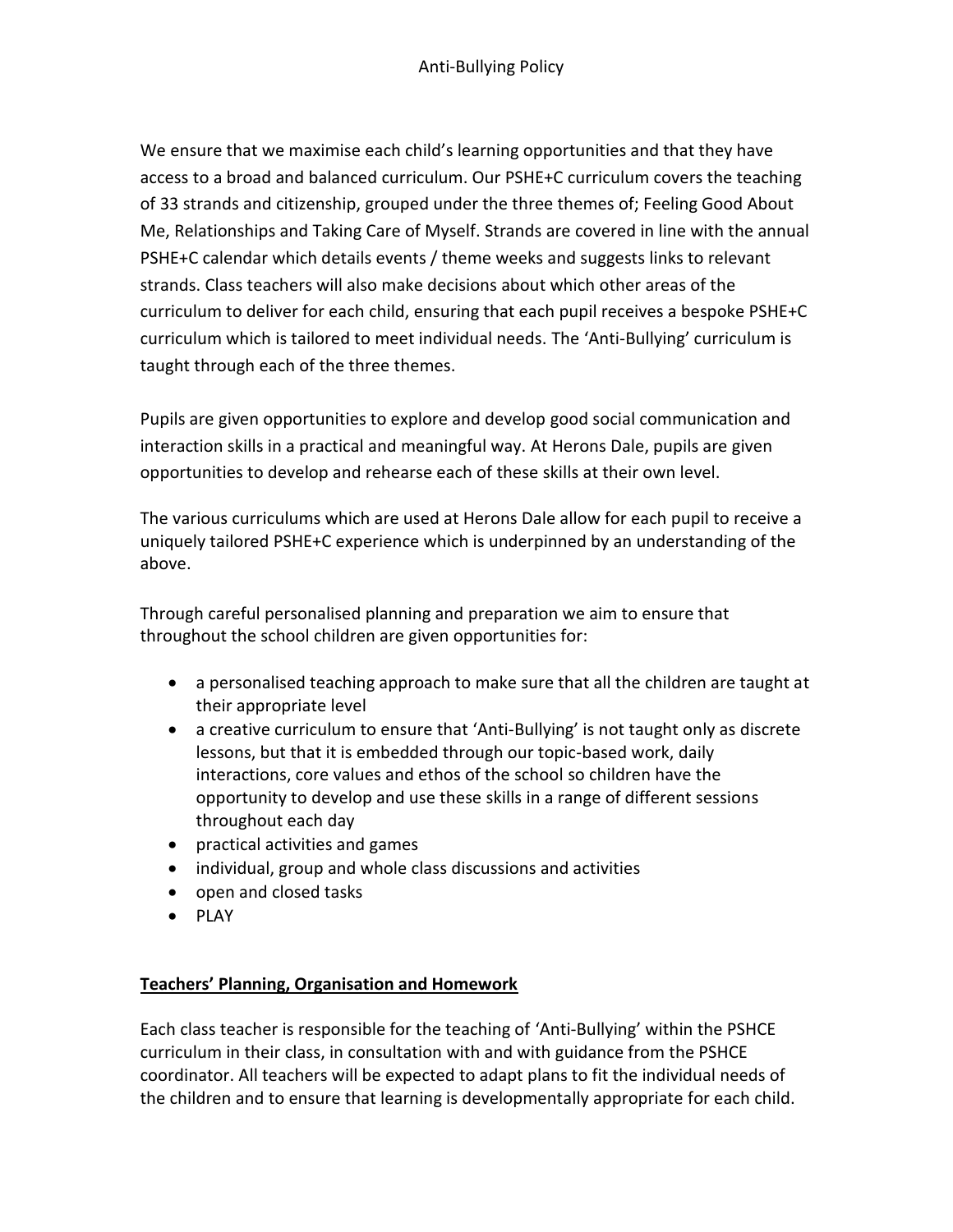We ensure that we maximise each child's learning opportunities and that they have access to a broad and balanced curriculum. Our PSHE+C curriculum covers the teaching of 33 strands and citizenship, grouped under the three themes of; Feeling Good About Me, Relationships and Taking Care of Myself. Strands are covered in line with the annual PSHE+C calendar which details events / theme weeks and suggests links to relevant strands. Class teachers will also make decisions about which other areas of the curriculum to deliver for each child, ensuring that each pupil receives a bespoke PSHE+C curriculum which is tailored to meet individual needs. The 'Anti-Bullying' curriculum is taught through each of the three themes.

Pupils are given opportunities to explore and develop good social communication and interaction skills in a practical and meaningful way. At Herons Dale, pupils are given opportunities to develop and rehearse each of these skills at their own level.

The various curriculums which are used at Herons Dale allow for each pupil to receive a uniquely tailored PSHE+C experience which is underpinned by an understanding of the above.

Through careful personalised planning and preparation we aim to ensure that throughout the school children are given opportunities for:

- a personalised teaching approach to make sure that all the children are taught at their appropriate level
- a creative curriculum to ensure that 'Anti-Bullying' is not taught only as discrete lessons, but that it is embedded through our topic-based work, daily interactions, core values and ethos of the school so children have the opportunity to develop and use these skills in a range of different sessions throughout each day
- practical activities and games
- individual, group and whole class discussions and activities
- open and closed tasks
- PLAY

## Teachers' Planning, Organisation and Homework

Each class teacher is responsible for the teaching of 'Anti-Bullying' within the PSHCE curriculum in their class, in consultation with and with guidance from the PSHCE coordinator. All teachers will be expected to adapt plans to fit the individual needs of the children and to ensure that learning is developmentally appropriate for each child.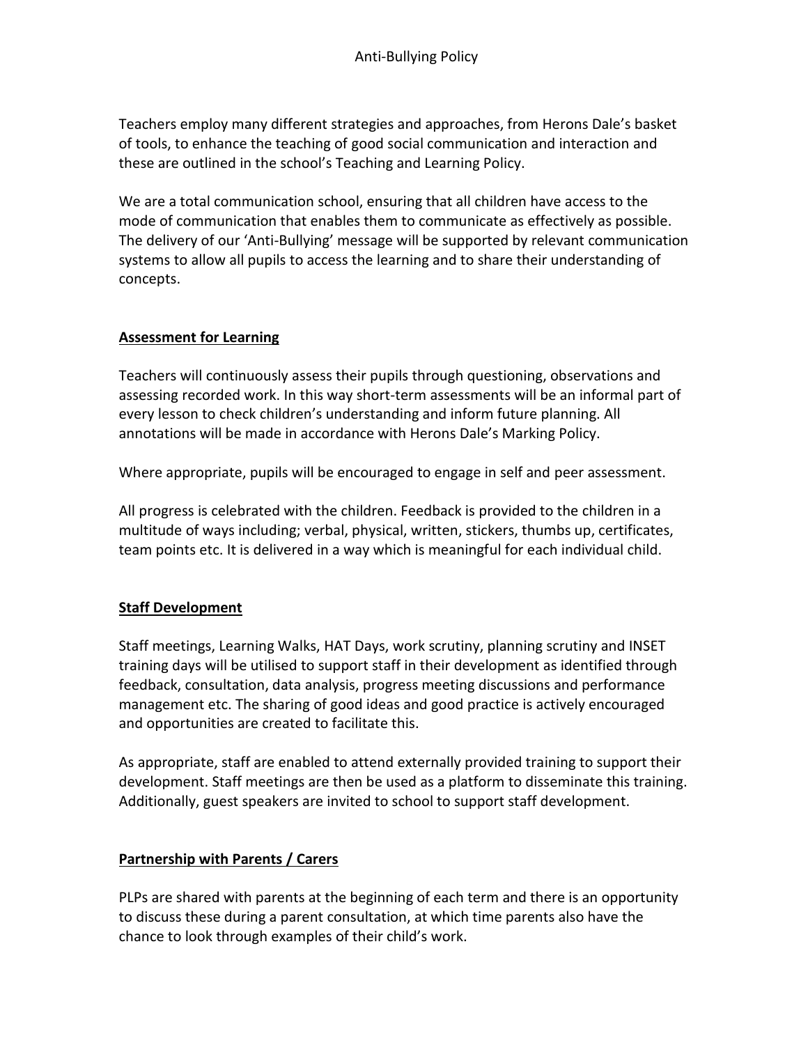Teachers employ many different strategies and approaches, from Herons Dale's basket of tools, to enhance the teaching of good social communication and interaction and these are outlined in the school's Teaching and Learning Policy.

We are a total communication school, ensuring that all children have access to the mode of communication that enables them to communicate as effectively as possible. The delivery of our 'Anti-Bullying' message will be supported by relevant communication systems to allow all pupils to access the learning and to share their understanding of concepts.

## Assessment for Learning

Teachers will continuously assess their pupils through questioning, observations and assessing recorded work. In this way short-term assessments will be an informal part of every lesson to check children's understanding and inform future planning. All annotations will be made in accordance with Herons Dale's Marking Policy.

Where appropriate, pupils will be encouraged to engage in self and peer assessment.

All progress is celebrated with the children. Feedback is provided to the children in a multitude of ways including; verbal, physical, written, stickers, thumbs up, certificates, team points etc. It is delivered in a way which is meaningful for each individual child.

## Staff Development

Staff meetings, Learning Walks, HAT Days, work scrutiny, planning scrutiny and INSET training days will be utilised to support staff in their development as identified through feedback, consultation, data analysis, progress meeting discussions and performance management etc. The sharing of good ideas and good practice is actively encouraged and opportunities are created to facilitate this.

As appropriate, staff are enabled to attend externally provided training to support their development. Staff meetings are then be used as a platform to disseminate this training. Additionally, guest speakers are invited to school to support staff development.

## Partnership with Parents / Carers

PLPs are shared with parents at the beginning of each term and there is an opportunity to discuss these during a parent consultation, at which time parents also have the chance to look through examples of their child's work.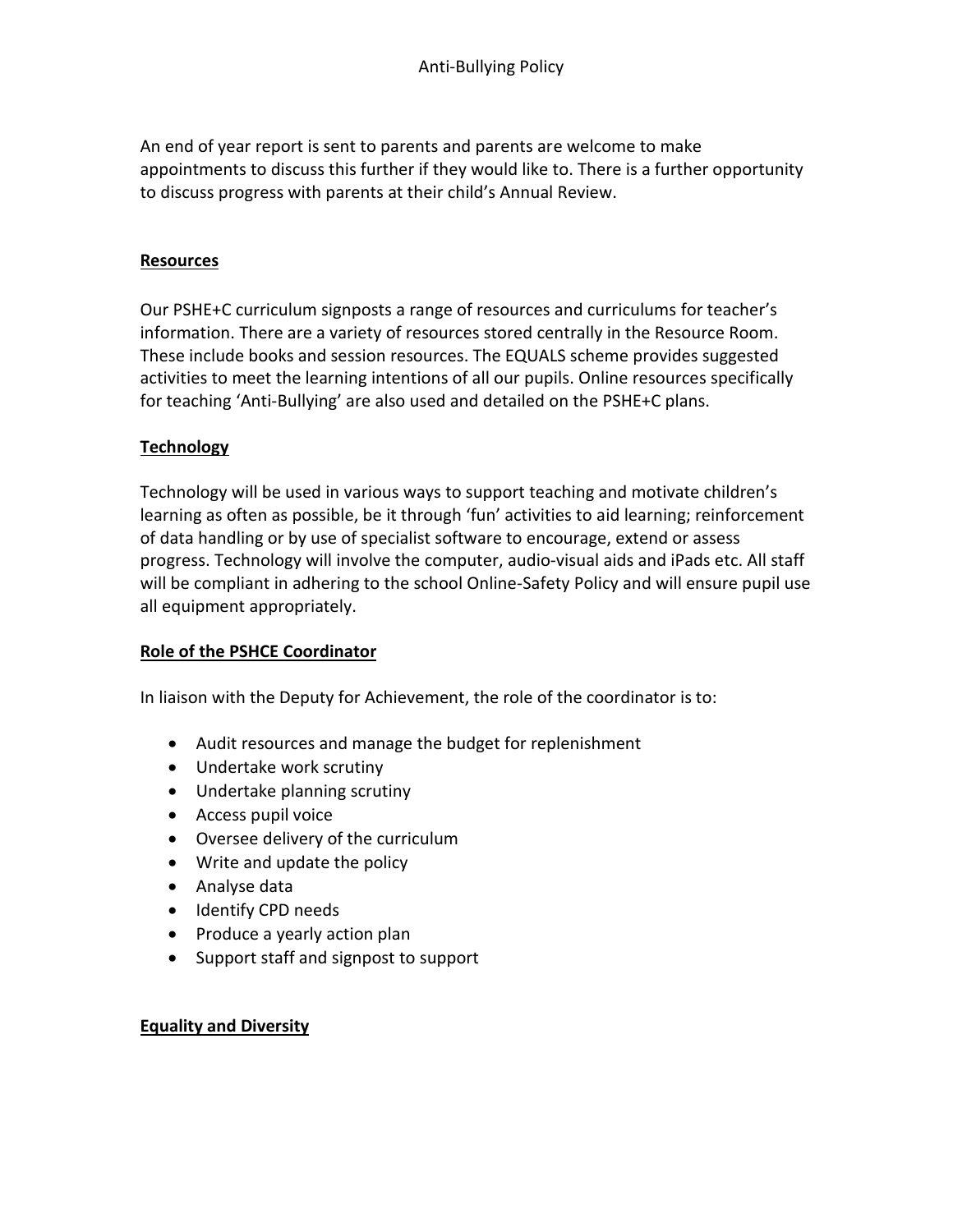An end of year report is sent to parents and parents are welcome to make appointments to discuss this further if they would like to. There is a further opportunity to discuss progress with parents at their child's Annual Review.

## Resources

Our PSHE+C curriculum signposts a range of resources and curriculums for teacher's information. There are a variety of resources stored centrally in the Resource Room. These include books and session resources. The EQUALS scheme provides suggested activities to meet the learning intentions of all our pupils. Online resources specifically for teaching 'Anti-Bullying' are also used and detailed on the PSHE+C plans.

## Technology

Technology will be used in various ways to support teaching and motivate children's learning as often as possible, be it through 'fun' activities to aid learning; reinforcement of data handling or by use of specialist software to encourage, extend or assess progress. Technology will involve the computer, audio-visual aids and iPads etc. All staff will be compliant in adhering to the school Online-Safety Policy and will ensure pupil use all equipment appropriately.

## Role of the PSHCE Coordinator

In liaison with the Deputy for Achievement, the role of the coordinator is to:

- Audit resources and manage the budget for replenishment
- Undertake work scrutiny
- Undertake planning scrutiny
- Access pupil voice
- Oversee delivery of the curriculum
- Write and update the policy
- Analyse data
- Identify CPD needs
- Produce a yearly action plan
- Support staff and signpost to support

## Equality and Diversity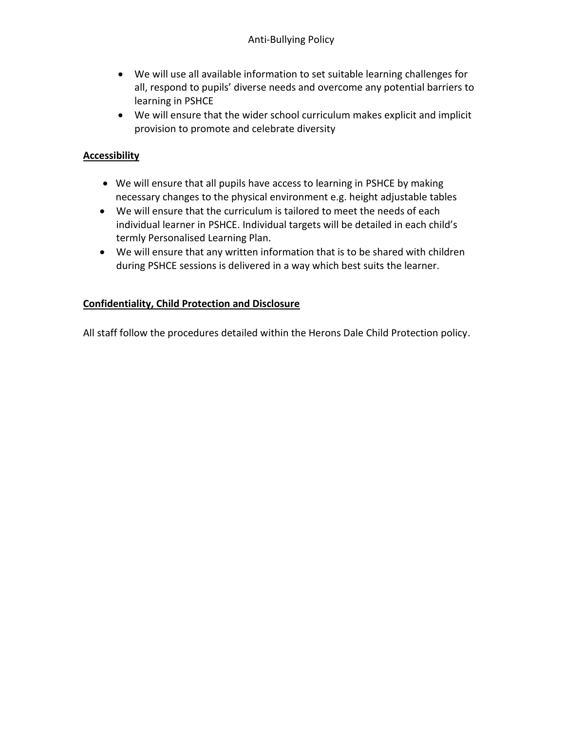- We will use all available information to set suitable learning challenges for all, respond to pupils' diverse needs and overcome any potential barriers to learning in PSHCE
- We will ensure that the wider school curriculum makes explicit and implicit provision to promote and celebrate diversity

## Accessibility

- We will ensure that all pupils have access to learning in PSHCE by making necessary changes to the physical environment e.g. height adjustable tables
- We will ensure that the curriculum is tailored to meet the needs of each individual learner in PSHCE. Individual targets will be detailed in each child's termly Personalised Learning Plan.
- We will ensure that any written information that is to be shared with children during PSHCE sessions is delivered in a way which best suits the learner.

## Confidentiality, Child Protection and Disclosure

All staff follow the procedures detailed within the Herons Dale Child Protection policy.